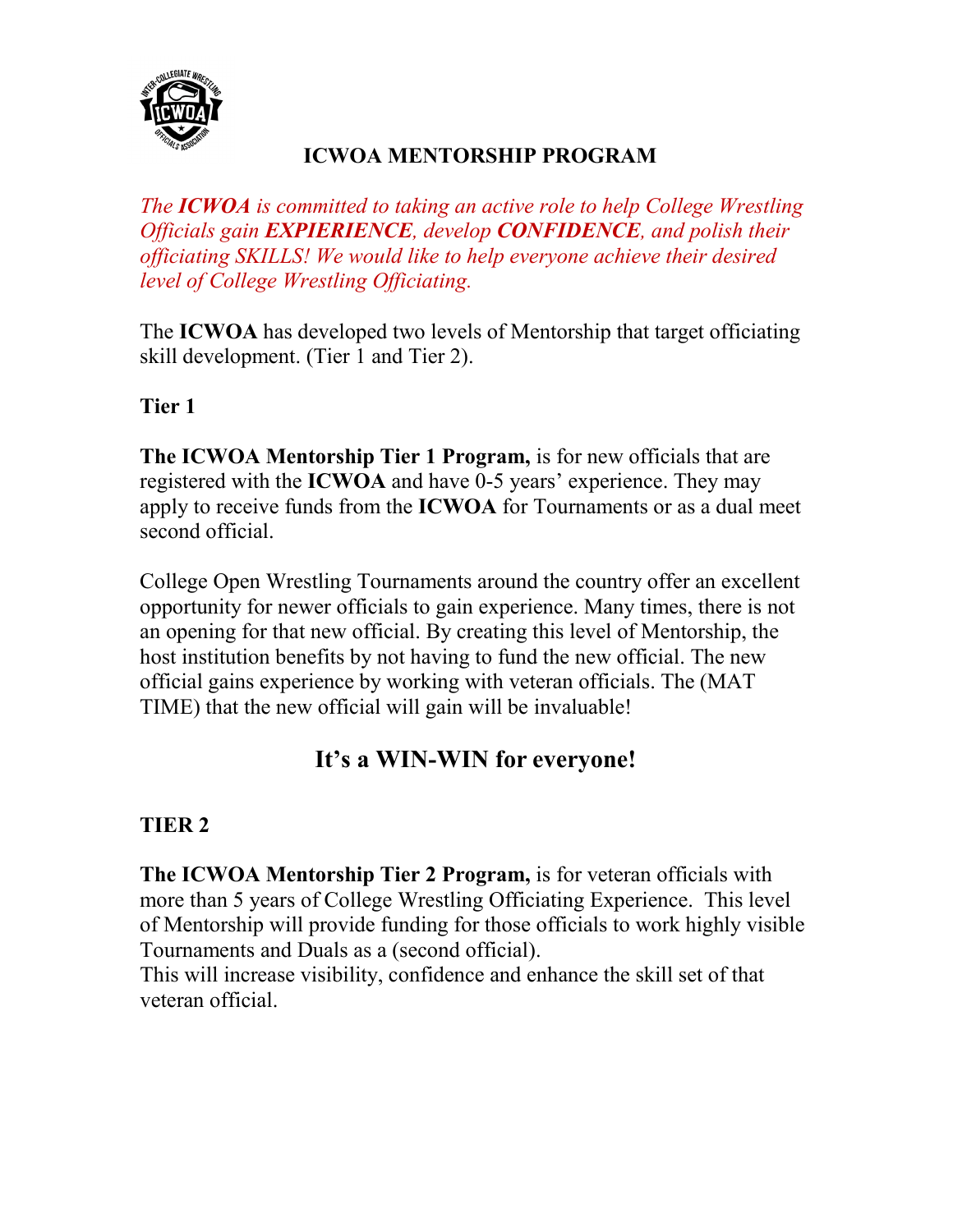# ICWOA MENTORSHIP PROGRAM

*The **ICWOA** is committed to taking an active role to help College Wrestling Officials gain **EXPIERIENCE**, develop **CONFIDENCE**, and polish their officiating SKILLS! We would like to help everyone achieve their desired level of College Wrestling Officiating.*

The **ICWOA** has developed two levels of Mentorship that target officiating skill development. (Tier 1 and Tier 2).

## Tier 1

**The ICWOA Mentorship Tier 1 Program,** is for new officials that are registered with the **ICWOA** and have 0-5 years' experience. They may apply to receive funds from the **ICWOA** for Tournaments or as a dual meet second official.

College Open Wrestling Tournaments around the country offer an excellent opportunity for newer officials to gain experience. Many times, there is not an opening for that new official. By creating this level of Mentorship, the host institution benefits by not having to fund the new official. The new official gains experience by working with veteran officials. The (MAT TIME) that the new official will gain will be invaluable!

## It's a WIN-WIN for everyone!

## TIER 2

**The ICWOA Mentorship Tier 2 Program,** is for veteran officials with more than 5 years of College Wrestling Officiating Experience. This level of Mentorship will provide funding for those officials to work highly visible Tournaments and Duals as a (second official).
This will increase visibility, confidence and enhance the skill set of that veteran official.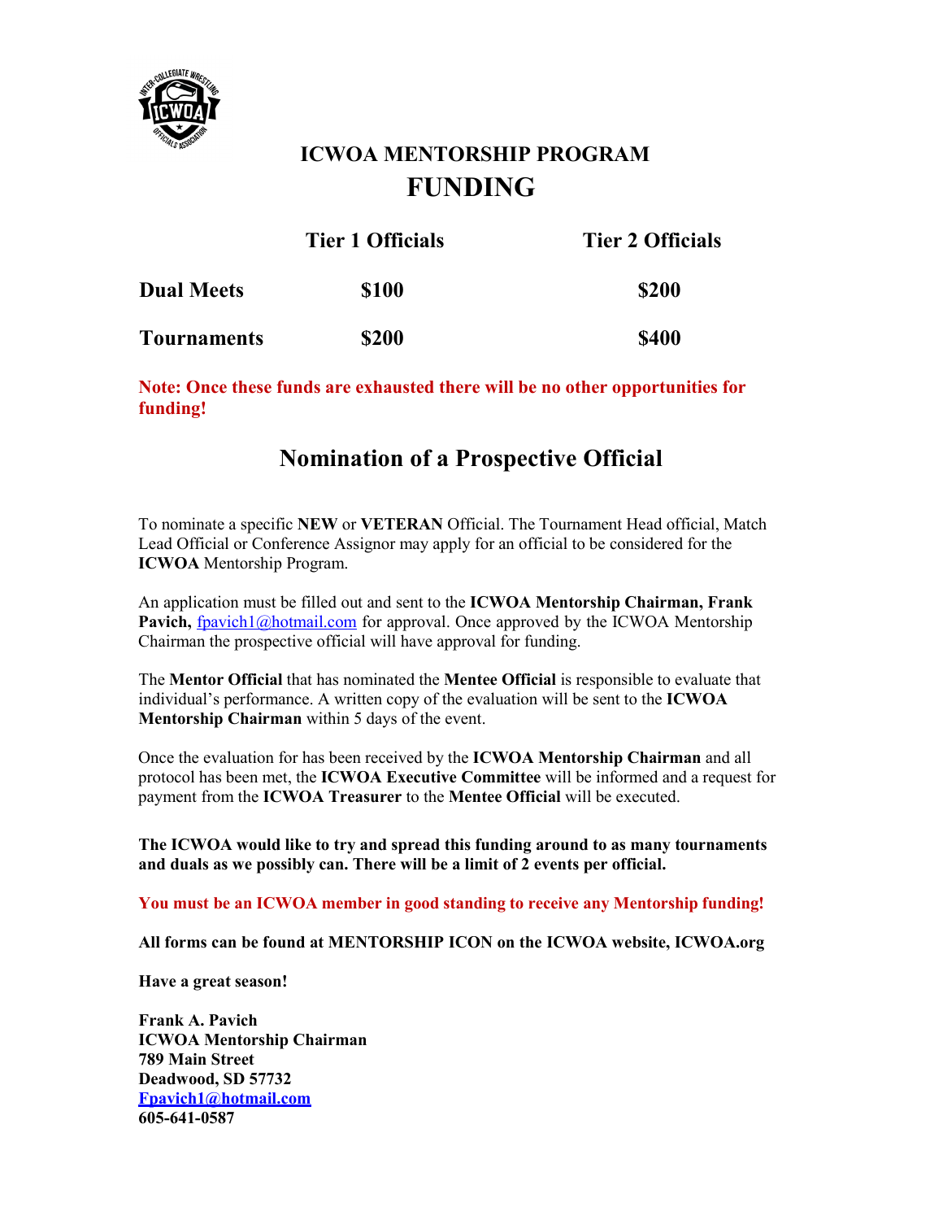# ICWOA MENTORSHIP PROGRAM

# FUNDING

| | Tier 1 Officials | Tier 2 Officials |
|---|---|---|
| **Dual Meets** | **$100** | **$200** |
| **Tournaments** | **$200** | **$400** |

**Note: Once these funds are exhausted there will be no other opportunities for funding!**

## Nomination of a Prospective Official

To nominate a specific **NEW** or **VETERAN** Official. The Tournament Head official, Match Lead Official or Conference Assignor may apply for an official to be considered for the **ICWOA** Mentorship Program.

An application must be filled out and sent to the **ICWOA Mentorship Chairman, Frank Pavich,** fpavich1@hotmail.com for approval. Once approved by the ICWOA Mentorship Chairman the prospective official will have approval for funding.

The **Mentor Official** that has nominated the **Mentee Official** is responsible to evaluate that individual's performance. A written copy of the evaluation will be sent to the **ICWOA Mentorship Chairman** within 5 days of the event.

Once the evaluation for has been received by the **ICWOA Mentorship Chairman** and all protocol has been met, the **ICWOA Executive Committee** will be informed and a request for payment from the **ICWOA Treasurer** to the **Mentee Official** will be executed.

**The ICWOA would like to try and spread this funding around to as many tournaments and duals as we possibly can. There will be a limit of 2 events per official.**

**You must be an ICWOA member in good standing to receive any Mentorship funding!**

**All forms can be found at MENTORSHIP ICON on the ICWOA website, ICWOA.org**

**Have a great season!**

**Frank A. Pavich**
**ICWOA Mentorship Chairman**
**789 Main Street**
**Deadwood, SD 57732**
**Fpavich1@hotmail.com**
**605-641-0587**